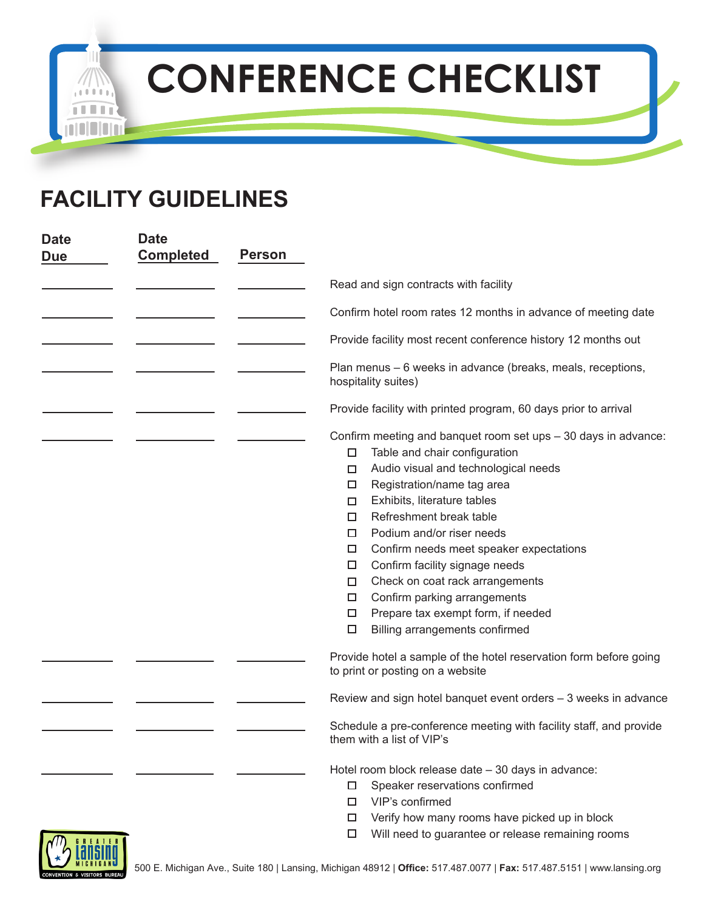# CONFERENCE CHECKLIST

## FACILITY GUIDELINES

| Date Due | Date Completed | Person | Task |
|---|---|---|---|
| | | | Read and sign contracts with facility |
| | | | Confirm hotel room rates 12 months in advance of meeting date |
| | | | Provide facility most recent conference history 12 months out |
| | | | Plan menus – 6 weeks in advance (breaks, meals, receptions, hospitality suites) |
| | | | Provide facility with printed program, 60 days prior to arrival |
| | | | Confirm meeting and banquet room set ups – 30 days in advance: |
| | | | Provide hotel a sample of the hotel reservation form before going to print or posting on a website |
| | | | Review and sign hotel banquet event orders – 3 weeks in advance |
| | | | Schedule a pre-conference meeting with facility staff, and provide them with a list of VIP's |
| | | | Hotel room block release date – 30 days in advance: |

Confirm meeting and banquet room set ups – 30 days in advance:

- ☐ Table and chair configuration
- ☐ Audio visual and technological needs
- ☐ Registration/name tag area
- ☐ Exhibits, literature tables
- ☐ Refreshment break table
- ☐ Podium and/or riser needs
- ☐ Confirm needs meet speaker expectations
- ☐ Confirm facility signage needs
- ☐ Check on coat rack arrangements
- ☐ Confirm parking arrangements
- ☐ Prepare tax exempt form, if needed
- ☐ Billing arrangements confirmed

Hotel room block release date – 30 days in advance:

- ☐ Speaker reservations confirmed
- ☐ VIP's confirmed
- ☐ Verify how many rooms have picked up in block
- ☐ Will need to guarantee or release remaining rooms

Greater Lansing Michigan Convention & Visitors Bureau

500 E. Michigan Ave., Suite 180 | Lansing, Michigan 48912 | **Office:** 517.487.0077 | **Fax:** 517.487.5151 | www.lansing.org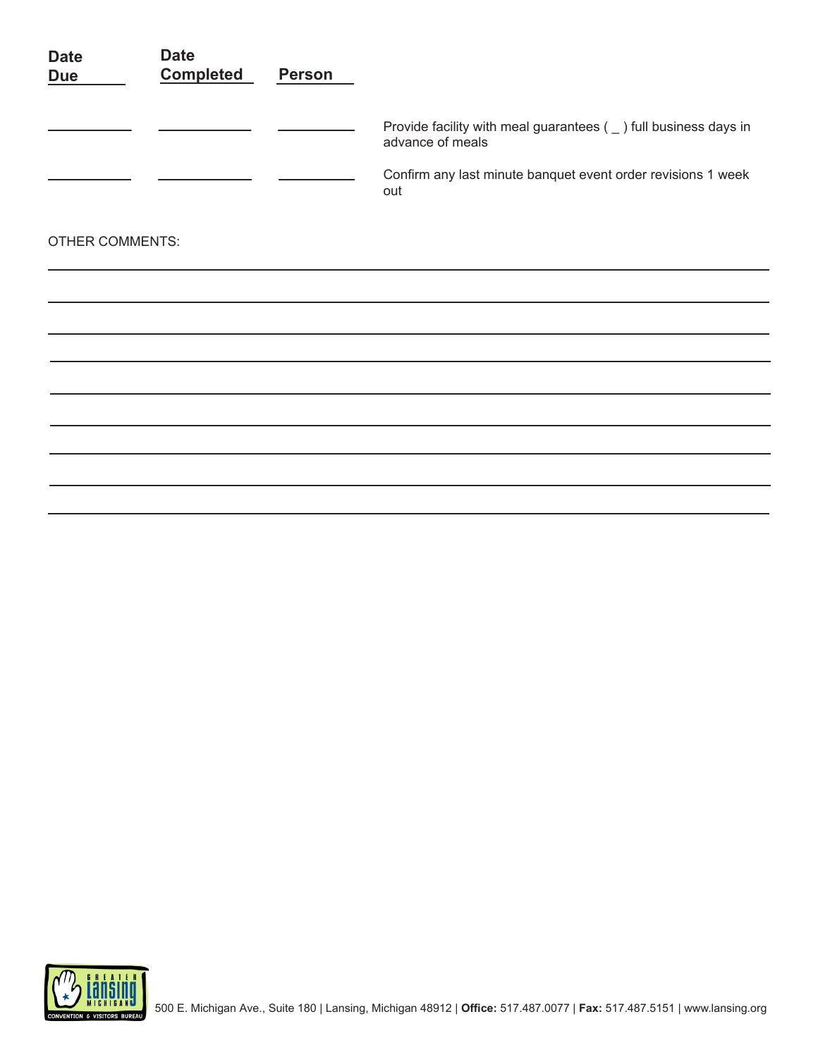| Date Due | Date Completed | Person | |
|---|---|---|---|
| ______ | ______ | ______ | Provide facility with meal guarantees ( _ ) full business days in advance of meals |
| ______ | ______ | ______ | Confirm any last minute banquet event order revisions 1 week out |

OTHER COMMENTS:

_______________________________________________

_______________________________________________

_______________________________________________

_______________________________________________

_______________________________________________

_______________________________________________

_______________________________________________

_______________________________________________

_______________________________________________

500 E. Michigan Ave., Suite 180 | Lansing, Michigan 48912 | **Office:** 517.487.0077 | **Fax:** 517.487.5151 | www.lansing.org